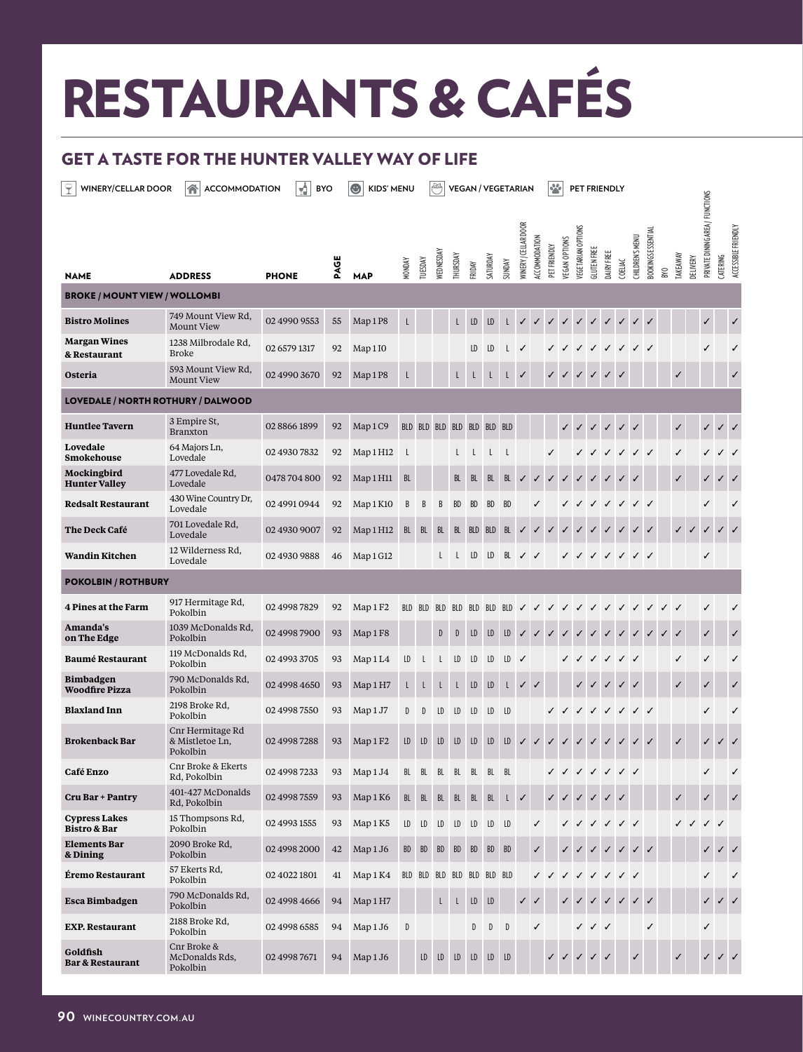# RESTAURANTS & CAFÉS

## GET A TASTE FOR THE HUNTER VALLEY WAY OF LIFE

WINERY/CELLAR DOOR | ACCOMMODATION | BYO | KIDS' MENU | VEGAN / VEGETARIAN | PET FRIENDLY

| NAME | ADDRESS | PHONE | PAGE | MAP | MONDAY | TUESDAY | WEDNESDAY | THURSDAY | FRIDAY | SATURDAY | SUNDAY | WINERY/CELLAR DOOR | ACCOMMODATION | PET FRIENDLY | VEGAN OPTIONS | VEGETARIAN OPTIONS | GLUTEN FREE | DAIRY FREE | COELIAC | CHILDREN'S MENU | BOOKINGS ESSENTIAL | BYO | TAKEAWAY | DELIVERY | PRIVATE DINING AREA/ FUNCTIONS | CATERING | ACCESSIBLE FRIENDLY |
|---|---|---|---|---|---|---|---|---|---|---|---|---|---|---|---|---|---|---|---|---|---|---|---|---|---|---|---|
| **BROKE / MOUNT VIEW / WOLLOMBI** | | | | | | | | | | | | | | | | | | | | | | | | | | | |
| **Bistro Molines** | 749 Mount View Rd, Mount View | 02 4990 9553 | 55 | Map 1 P8 | L | | | L | LD | LD | L | ✓ | ✓ | ✓ | ✓ | ✓ | ✓ | ✓ | ✓ | ✓ | ✓ | | | | ✓ | | ✓ |
| **Margan Wines & Restaurant** | 1238 Milbrodale Rd, Broke | 02 6579 1317 | 92 | Map 1 I0 | | | | | LD | LD | L | ✓ | | ✓ | ✓ | ✓ | ✓ | ✓ | ✓ | ✓ | ✓ | | | | ✓ | | ✓ |
| **Osteria** | 593 Mount View Rd, Mount View | 02 4990 3670 | 92 | Map 1 P8 | L | | | L | L | L | L | ✓ | | ✓ | ✓ | ✓ | ✓ | ✓ | ✓ | | | | ✓ | | | | ✓ |
| **LOVEDALE / NORTH ROTHBURY / DALWOOD** | | | | | | | | | | | | | | | | | | | | | | | | | | | |
| **Huntlee Tavern** | 3 Empire St, Branxton | 02 8866 1899 | 92 | Map 1 C9 | BLD | BLD | BLD | BLD | BLD | BLD | BLD | | | | ✓ | ✓ | ✓ | ✓ | ✓ | ✓ | | | ✓ | | ✓ | ✓ | ✓ |
| **Lovedale Smokehouse** | 64 Majors Ln, Lovedale | 02 4930 7832 | 92 | Map 1 H12 | L | | | L | L | L | L | | | ✓ | | ✓ | ✓ | ✓ | ✓ | ✓ | ✓ | | ✓ | | ✓ | ✓ | ✓ |
| **Mockingbird Hunter Valley** | 477 Lovedale Rd, Lovedale | 0478 704 800 | 92 | Map 1 H11 | BL | | | BL | BL | BL | BL | ✓ | ✓ | ✓ | ✓ | ✓ | ✓ | ✓ | ✓ | ✓ | | | ✓ | | ✓ | ✓ | ✓ |
| **Redsalt Restaurant** | 430 Wine Country Dr, Lovedale | 02 4991 0944 | 92 | Map 1 K10 | B | B | B | BD | BD | BD | BD | | ✓ | | ✓ | ✓ | ✓ | ✓ | ✓ | ✓ | ✓ | | | | ✓ | | ✓ |
| **The Deck Café** | 701 Lovedale Rd, Lovedale | 02 4930 9007 | 92 | Map 1 H12 | BL | BL | BL | BL | BLD | BLD | BL | ✓ | ✓ | ✓ | ✓ | ✓ | ✓ | ✓ | ✓ | ✓ | ✓ | | ✓ | ✓ | ✓ | ✓ | ✓ |
| **Wandin Kitchen** | 12 Wilderness Rd, Lovedale | 02 4930 9888 | 46 | Map 1 G12 | | | L | L | LD | LD | BL | ✓ | ✓ | | ✓ | ✓ | ✓ | ✓ | ✓ | ✓ | ✓ | | | | ✓ | | |
| **POKOLBIN / ROTHBURY** | | | | | | | | | | | | | | | | | | | | | | | | | | | |
| **4 Pines at the Farm** | 917 Hermitage Rd, Pokolbin | 02 4998 7829 | 92 | Map 1 F2 | BLD | BLD | BLD | BLD | BLD | BLD | BLD | ✓ | ✓ | ✓ | ✓ | ✓ | ✓ | ✓ | ✓ | ✓ | ✓ | ✓ | ✓ | | ✓ | | ✓ |
| **Amanda's on The Edge** | 1039 McDonalds Rd, Pokolbin | 02 4998 7900 | 93 | Map 1 F8 | | | D | D | LD | LD | LD | ✓ | ✓ | ✓ | ✓ | ✓ | ✓ | ✓ | ✓ | ✓ | ✓ | ✓ | ✓ | | ✓ | | ✓ |
| **Baumé Restaurant** | 119 McDonalds Rd, Pokolbin | 02 4993 3705 | 93 | Map 1 L4 | LD | L | L | LD | LD | LD | LD | ✓ | | | ✓ | ✓ | ✓ | ✓ | ✓ | ✓ | | | ✓ | | ✓ | | ✓ |
| **Bimbadgen Woodfire Pizza** | 790 McDonalds Rd, Pokolbin | 02 4998 4650 | 93 | Map 1 H7 | L | L | L | L | LD | LD | L | ✓ | ✓ | | | ✓ | ✓ | ✓ | ✓ | ✓ | | | ✓ | | ✓ | | ✓ |
| **Blaxland Inn** | 2198 Broke Rd, Pokolbin | 02 4998 7550 | 93 | Map 1 J7 | D | D | LD | LD | LD | LD | LD | | | ✓ | ✓ | ✓ | ✓ | ✓ | ✓ | ✓ | ✓ | | | | ✓ | | ✓ |
| **Brokenback Bar** | Cnr Hermitage Rd & Mistletoe Ln, Pokolbin | 02 4998 7288 | 93 | Map 1 F2 | LD | LD | LD | LD | LD | LD | LD | ✓ | ✓ | ✓ | ✓ | ✓ | ✓ | ✓ | ✓ | ✓ | ✓ | | ✓ | | ✓ | ✓ | ✓ |
| **Café Enzo** | Cnr Broke & Ekerts Rd, Pokolbin | 02 4998 7233 | 93 | Map 1 J4 | BL | BL | BL | BL | BL | BL | BL | | | ✓ | ✓ | ✓ | ✓ | ✓ | ✓ | ✓ | | | | | ✓ | | ✓ |
| **Cru Bar + Pantry** | 401-427 McDonalds Rd, Pokolbin | 02 4998 7559 | 93 | Map 1 K6 | BL | BL | BL | BL | BL | BL | L | ✓ | | ✓ | ✓ | ✓ | ✓ | ✓ | ✓ | | | | ✓ | | ✓ | | ✓ |
| **Cypress Lakes Bistro & Bar** | 15 Thompsons Rd, Pokolbin | 02 4993 1555 | 93 | Map 1 K5 | LD | LD | LD | LD | LD | LD | LD | | ✓ | | ✓ | ✓ | ✓ | ✓ | ✓ | ✓ | | | ✓ | ✓ | ✓ | ✓ | |
| **Elements Bar & Dining** | 2090 Broke Rd, Pokolbin | 02 4998 2000 | 42 | Map 1 J6 | BD | BD | BD | BD | BD | BD | BD | | ✓ | | ✓ | ✓ | ✓ | ✓ | ✓ | ✓ | ✓ | | | | ✓ | ✓ | ✓ |
| **Éremo Restaurant** | 57 Ekerts Rd, Pokolbin | 02 4022 1801 | 41 | Map 1 K4 | BLD | BLD | BLD | BLD | BLD | BLD | BLD | | ✓ | ✓ | ✓ | ✓ | ✓ | ✓ | ✓ | ✓ | | | | | ✓ | | ✓ |
| **Esca Bimbadgen** | 790 McDonalds Rd, Pokolbin | 02 4998 4666 | 94 | Map 1 H7 | | | L | L | LD | LD | | ✓ | ✓ | | ✓ | ✓ | ✓ | ✓ | ✓ | ✓ | ✓ | | | | ✓ | ✓ | ✓ |
| **EXP. Restaurant** | 2188 Broke Rd, Pokolbin | 02 4998 6585 | 94 | Map 1 J6 | D | | | | D | D | D | | ✓ | | | ✓ | ✓ | ✓ | | | ✓ | | | | ✓ | | |
| **Goldfish Bar & Restaurant** | Cnr Broke & McDonalds Rds, Pokolbin | 02 4998 7671 | 94 | Map 1 J6 | | LD | LD | LD | LD | LD | LD | | | ✓ | ✓ | ✓ | ✓ | ✓ | | ✓ | | | ✓ | | ✓ | ✓ | ✓ |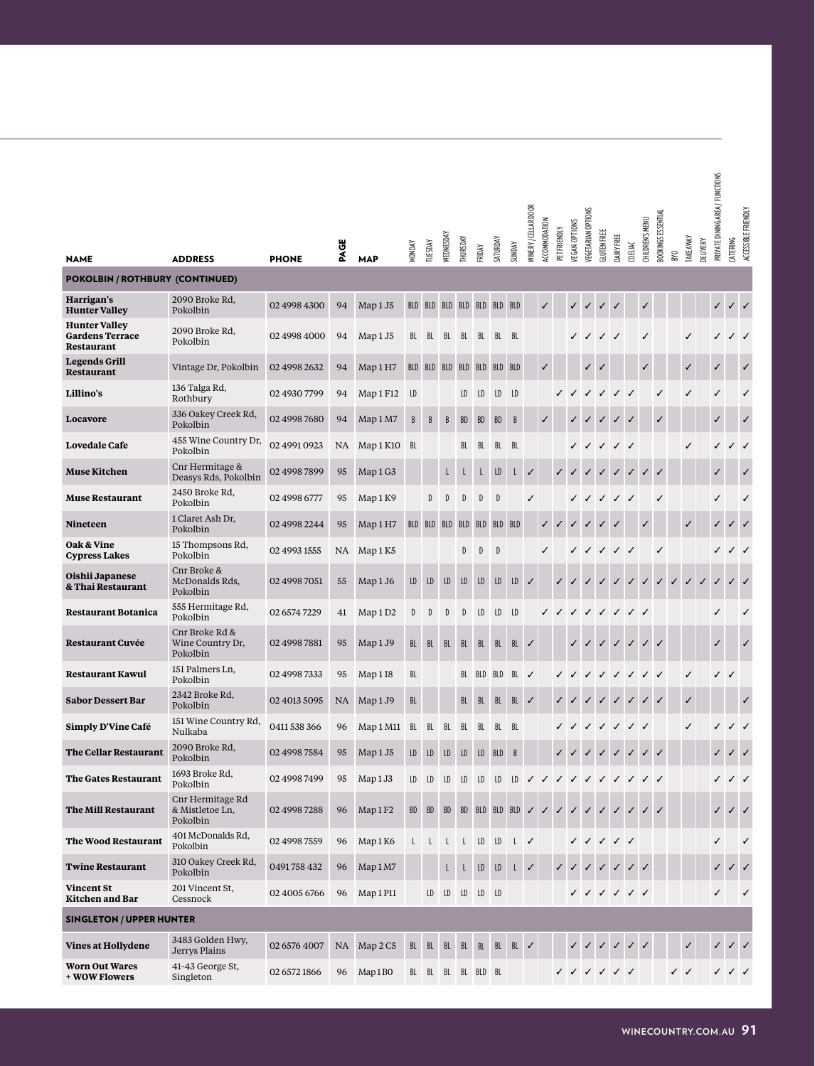| NAME | ADDRESS | PHONE | PAGE | MAP | MONDAY | TUESDAY | WEDNESDAY | THURSDAY | FRIDAY | SATURDAY | SUNDAY | WINERY / CELLAR DOOR | ACCOMMODATION | PET FRIENDLY | VEGAN OPTIONS | VEGETARIAN OPTIONS | GLUTEN FREE | DAIRY FREE | COELIAC | CHILDREN'S MENU | BOOKINGS ESSENTIAL | BYO | TAKEAWAY | DELIVERY | PRIVATE DINING AREA / FUNCTIONS | CATERING | ACCESSIBLE FRIENDLY |
|---|---|---|---|---|---|---|---|---|---|---|---|---|---|---|---|---|---|---|---|---|---|---|---|---|---|---|---|
| **POKOLBIN / ROTHBURY (CONTINUED)** | | | | | | | | | | | | | | | | | | | | | | | | | | | |
| **Harrigan's Hunter Valley** | 2090 Broke Rd, Pokolbin | 02 4998 4300 | 94 | Map 1 J5 | BLD | BLD | BLD | BLD | BLD | BLD | BLD | | ✓ | | ✓ | ✓ | ✓ | ✓ | | ✓ | | | | | ✓ | ✓ | ✓ |
| **Hunter Valley Gardens Terrace Restaurant** | 2090 Broke Rd, Pokolbin | 02 4998 4000 | 94 | Map 1 J5 | BL | BL | BL | BL | BL | BL | BL | | | | ✓ | ✓ | ✓ | ✓ | | ✓ | | | ✓ | | ✓ | ✓ | ✓ |
| **Legends Grill Restaurant** | Vintage Dr, Pokolbin | 02 4998 2632 | 94 | Map 1 H7 | BLD | BLD | BLD | BLD | BLD | BLD | BLD | | ✓ | | | ✓ | ✓ | | | ✓ | | | ✓ | | ✓ | | ✓ |
| **Lillino's** | 136 Talga Rd, Rothbury | 02 4930 7799 | 94 | Map 1 F12 | LD | | | LD | LD | LD | LD | | | ✓ | ✓ | ✓ | ✓ | ✓ | ✓ | | ✓ | | ✓ | | ✓ | | ✓ |
| **Locavore** | 336 Oakey Creek Rd, Pokolbin | 02 4998 7680 | 94 | Map 1 M7 | B | B | B | BD | BD | BD | B | | ✓ | | ✓ | ✓ | ✓ | ✓ | ✓ | | ✓ | | | | ✓ | | ✓ |
| **Lovedale Cafe** | 455 Wine Country Dr, Pokolbin | 02 4991 0923 | NA | Map 1 K10 | BL | | | BL | BL | BL | BL | | | | ✓ | ✓ | ✓ | ✓ | ✓ | | | | ✓ | | ✓ | ✓ | ✓ |
| **Muse Kitchen** | Cnr Hermitage & Deasys Rds, Pokolbin | 02 4998 7899 | 95 | Map 1 G3 | | | L | L | L | LD | L | ✓ | | ✓ | ✓ | ✓ | ✓ | ✓ | ✓ | ✓ | ✓ | | | | ✓ | | ✓ |
| **Muse Restaurant** | 2450 Broke Rd, Pokolbin | 02 4998 6777 | 95 | Map 1 K9 | | D | D | D | D | D | | ✓ | | | ✓ | ✓ | ✓ | ✓ | ✓ | | ✓ | | | | ✓ | | ✓ |
| **Nineteen** | 1 Claret Ash Dr, Pokolbin | 02 4998 2244 | 95 | Map 1 H7 | BLD | BLD | BLD | BLD | BLD | BLD | BLD | | ✓ | ✓ | ✓ | ✓ | ✓ | ✓ | | ✓ | | | ✓ | | ✓ | ✓ | ✓ |
| **Oak & Vine Cypress Lakes** | 15 Thompsons Rd, Pokolbin | 02 4993 1555 | NA | Map 1 K5 | | | | D | D | D | | | ✓ | | ✓ | ✓ | ✓ | ✓ | ✓ | | ✓ | | | | ✓ | ✓ | ✓ |
| **Oishii Japanese & Thai Restaurant** | Cnr Broke & McDonalds Rds, Pokolbin | 02 4998 7051 | 55 | Map 1 J6 | LD | LD | LD | LD | LD | LD | LD | ✓ | | ✓ | ✓ | ✓ | ✓ | ✓ | ✓ | ✓ | ✓ | ✓ | ✓ | ✓ | ✓ | ✓ | ✓ |
| **Restaurant Botanica** | 555 Hermitage Rd, Pokolbin | 02 6574 7229 | 41 | Map 1 D2 | D | D | D | D | LD | LD | LD | | ✓ | ✓ | ✓ | ✓ | ✓ | ✓ | ✓ | ✓ | | | | | ✓ | | ✓ |
| **Restaurant Cuvée** | Cnr Broke Rd & Wine Country Dr, Pokolbin | 02 4998 7881 | 95 | Map 1 J9 | BL | BL | BL | BL | BL | BL | BL | ✓ | | | ✓ | ✓ | ✓ | ✓ | ✓ | ✓ | ✓ | | | | ✓ | | ✓ |
| **Restaurant Kawul** | 151 Palmers Ln, Pokolbin | 02 4998 7333 | 95 | Map 1 I8 | BL | | | BL | BLD | BLD | BL | ✓ | | ✓ | ✓ | ✓ | ✓ | ✓ | ✓ | ✓ | ✓ | | ✓ | | ✓ | ✓ | |
| **Sabor Dessert Bar** | 2342 Broke Rd, Pokolbin | 02 4013 5095 | NA | Map 1 J9 | BL | | | BL | BL | BL | BL | ✓ | | ✓ | ✓ | ✓ | ✓ | ✓ | ✓ | ✓ | ✓ | | ✓ | | | | ✓ |
| **Simply D'Vine Café** | 151 Wine Country Rd, Nulkaba | 0411 538 366 | 96 | Map 1 M11 | BL | BL | BL | BL | BL | BL | BL | | | ✓ | ✓ | ✓ | ✓ | ✓ | ✓ | | | | ✓ | | ✓ | ✓ | ✓ |
| **The Cellar Restaurant** | 2090 Broke Rd, Pokolbin | 02 4998 7584 | 95 | Map 1 J5 | LD | LD | LD | LD | LD | BLD | B | | | ✓ | ✓ | ✓ | ✓ | ✓ | ✓ | ✓ | ✓ | | | | ✓ | ✓ | ✓ |
| **The Gates Restaurant** | 1693 Broke Rd, Pokolbin | 02 4998 7499 | 95 | Map 1 J3 | LD | LD | LD | LD | LD | LD | LD | ✓ | ✓ | ✓ | ✓ | ✓ | ✓ | ✓ | ✓ | ✓ | ✓ | | | | ✓ | ✓ | ✓ |
| **The Mill Restaurant** | Cnr Hermitage Rd & Mistletoe Ln, Pokolbin | 02 4998 7288 | 96 | Map 1 F2 | BD | BD | BD | BD | BLD | BLD | BLD | ✓ | ✓ | ✓ | ✓ | ✓ | ✓ | ✓ | ✓ | ✓ | ✓ | | | | ✓ | ✓ | ✓ |
| **The Wood Restaurant** | 401 McDonalds Rd, Pokolbin | 02 4998 7559 | 96 | Map 1 K6 | L | L | L | L | LD | LD | L | ✓ | | | ✓ | ✓ | ✓ | ✓ | ✓ | | | | | | ✓ | | ✓ |
| **Twine Restaurant** | 310 Oakey Creek Rd, Pokolbin | 0491 758 432 | 96 | Map 1 M7 | | | L | L | LD | LD | L | ✓ | | ✓ | ✓ | ✓ | ✓ | ✓ | ✓ | ✓ | | | | | ✓ | ✓ | ✓ |
| **Vincent St Kitchen and Bar** | 201 Vincent St, Cessnock | 02 4005 6766 | 96 | Map 1 P11 | | LD | LD | LD | LD | LD | | | | | ✓ | ✓ | ✓ | ✓ | ✓ | | | | | | ✓ | | ✓ |
| **SINGLETON / UPPER HUNTER** | | | | | | | | | | | | | | | | | | | | | | | | | | | |
| **Vines at Hollydene** | 3483 Golden Hwy, Jerrys Plains | 02 6576 4007 | NA | Map 2 C5 | BL | BL | BL | BL | BL | BL | BL | ✓ | | | ✓ | ✓ | ✓ | ✓ | ✓ | ✓ | | | ✓ | | ✓ | ✓ | ✓ |
| **Worn Out Wares + WOW Flowers** | 41-43 George St, Singleton | 02 6572 1866 | 96 | Map 1 B0 | BL | BL | BL | BL | BLD | BL | | | | ✓ | ✓ | ✓ | ✓ | ✓ | ✓ | | | ✓ | ✓ | | ✓ | ✓ | ✓ |